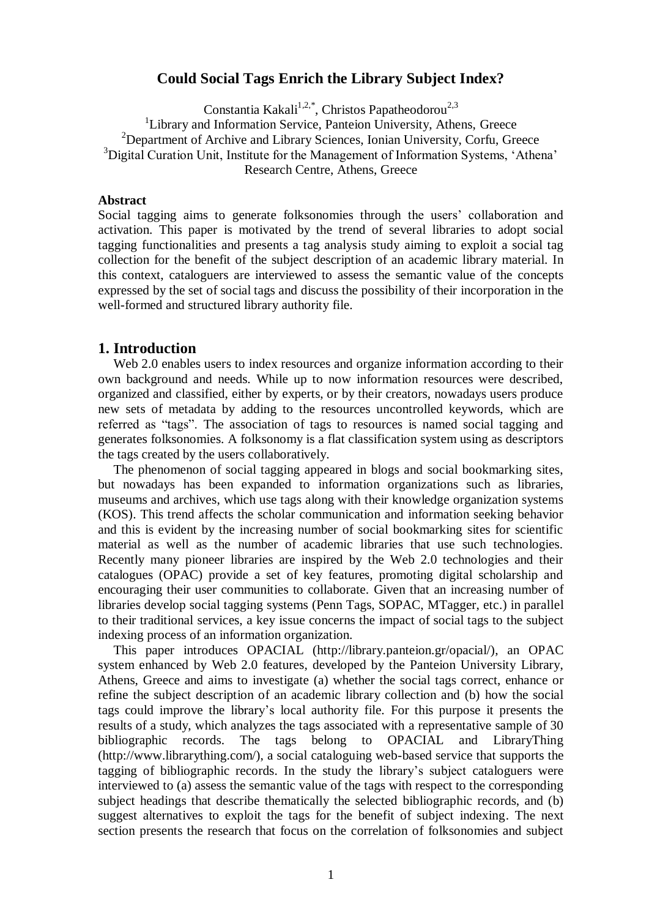# Could Social Tags Enrich the Library Subject Index?

Constantia Kakali[1,2,*], Christos Papatheodorou[2,3]

[1]Library and Information Service, Panteion University, Athens, Greece

[2]Department of Archive and Library Sciences, Ionian University, Corfu, Greece

[3]Digital Curation Unit, Institute for the Management of Information Systems, 'Athena' Research Centre, Athens, Greece

**Abstract**

Social tagging aims to generate folksonomies through the users' collaboration and activation. This paper is motivated by the trend of several libraries to adopt social tagging functionalities and presents a tag analysis study aiming to exploit a social tag collection for the benefit of the subject description of an academic library material. In this context, cataloguers are interviewed to assess the semantic value of the concepts expressed by the set of social tags and discuss the possibility of their incorporation in the well-formed and structured library authority file.

## 1. Introduction

Web 2.0 enables users to index resources and organize information according to their own background and needs. While up to now information resources were described, organized and classified, either by experts, or by their creators, nowadays users produce new sets of metadata by adding to the resources uncontrolled keywords, which are referred as "tags". The association of tags to resources is named social tagging and generates folksonomies. A folksonomy is a flat classification system using as descriptors the tags created by the users collaboratively.

The phenomenon of social tagging appeared in blogs and social bookmarking sites, but nowadays has been expanded to information organizations such as libraries, museums and archives, which use tags along with their knowledge organization systems (KOS). This trend affects the scholar communication and information seeking behavior and this is evident by the increasing number of social bookmarking sites for scientific material as well as the number of academic libraries that use such technologies. Recently many pioneer libraries are inspired by the Web 2.0 technologies and their catalogues (OPAC) provide a set of key features, promoting digital scholarship and encouraging their user communities to collaborate. Given that an increasing number of libraries develop social tagging systems (Penn Tags, SOPAC, MTagger, etc.) in parallel to their traditional services, a key issue concerns the impact of social tags to the subject indexing process of an information organization.

This paper introduces OPACIAL (http://library.panteion.gr/opacial/), an OPAC system enhanced by Web 2.0 features, developed by the Panteion University Library, Athens, Greece and aims to investigate (a) whether the social tags correct, enhance or refine the subject description of an academic library collection and (b) how the social tags could improve the library's local authority file. For this purpose it presents the results of a study, which analyzes the tags associated with a representative sample of 30 bibliographic records. The tags belong to OPACIAL and LibraryThing (http://www.librarything.com/), a social cataloguing web-based service that supports the tagging of bibliographic records. In the study the library's subject cataloguers were interviewed to (a) assess the semantic value of the tags with respect to the corresponding subject headings that describe thematically the selected bibliographic records, and (b) suggest alternatives to exploit the tags for the benefit of subject indexing. The next section presents the research that focus on the correlation of folksonomies and subject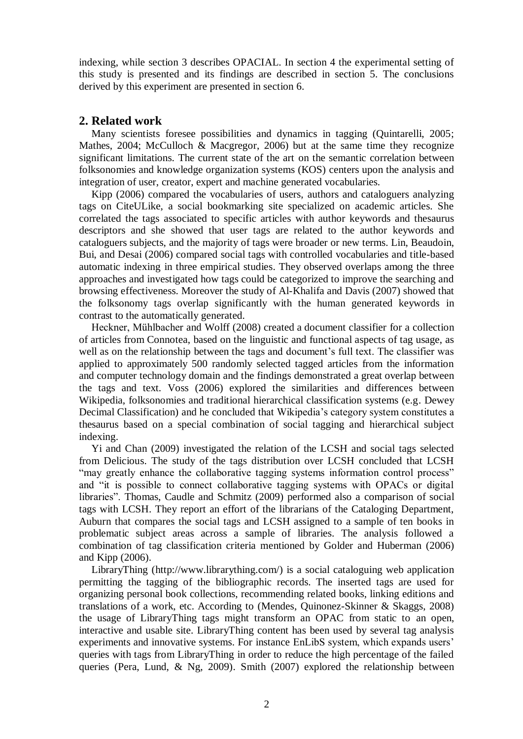indexing, while section 3 describes OPACIAL. In section 4 the experimental setting of this study is presented and its findings are described in section 5. The conclusions derived by this experiment are presented in section 6.

## 2. Related work

Many scientists foresee possibilities and dynamics in tagging (Quintarelli, 2005; Mathes, 2004; McCulloch & Macgregor, 2006) but at the same time they recognize significant limitations. The current state of the art on the semantic correlation between folksonomies and knowledge organization systems (KOS) centers upon the analysis and integration of user, creator, expert and machine generated vocabularies.

Kipp (2006) compared the vocabularies of users, authors and cataloguers analyzing tags on CiteULike, a social bookmarking site specialized on academic articles. She correlated the tags associated to specific articles with author keywords and thesaurus descriptors and she showed that user tags are related to the author keywords and cataloguers subjects, and the majority of tags were broader or new terms. Lin, Beaudoin, Bui, and Desai (2006) compared social tags with controlled vocabularies and title-based automatic indexing in three empirical studies. They observed overlaps among the three approaches and investigated how tags could be categorized to improve the searching and browsing effectiveness. Moreover the study of Al-Khalifa and Davis (2007) showed that the folksonomy tags overlap significantly with the human generated keywords in contrast to the automatically generated.

Heckner, Mühlbacher and Wolff (2008) created a document classifier for a collection of articles from Connotea, based on the linguistic and functional aspects of tag usage, as well as on the relationship between the tags and document's full text. The classifier was applied to approximately 500 randomly selected tagged articles from the information and computer technology domain and the findings demonstrated a great overlap between the tags and text. Voss (2006) explored the similarities and differences between Wikipedia, folksonomies and traditional hierarchical classification systems (e.g. Dewey Decimal Classification) and he concluded that Wikipedia's category system constitutes a thesaurus based on a special combination of social tagging and hierarchical subject indexing.

Yi and Chan (2009) investigated the relation of the LCSH and social tags selected from Delicious. The study of the tags distribution over LCSH concluded that LCSH "may greatly enhance the collaborative tagging systems information control process" and "it is possible to connect collaborative tagging systems with OPACs or digital libraries". Thomas, Caudle and Schmitz (2009) performed also a comparison of social tags with LCSH. They report an effort of the librarians of the Cataloging Department, Auburn that compares the social tags and LCSH assigned to a sample of ten books in problematic subject areas across a sample of libraries. The analysis followed a combination of tag classification criteria mentioned by Golder and Huberman (2006) and Kipp (2006).

LibraryThing (http://www.librarything.com/) is a social cataloguing web application permitting the tagging of the bibliographic records. The inserted tags are used for organizing personal book collections, recommending related books, linking editions and translations of a work, etc. According to (Mendes, Quinonez-Skinner & Skaggs, 2008) the usage of LibraryThing tags might transform an OPAC from static to an open, interactive and usable site. LibraryThing content has been used by several tag analysis experiments and innovative systems. For instance EnLibS system, which expands users' queries with tags from LibraryThing in order to reduce the high percentage of the failed queries (Pera, Lund, & Ng, 2009). Smith (2007) explored the relationship between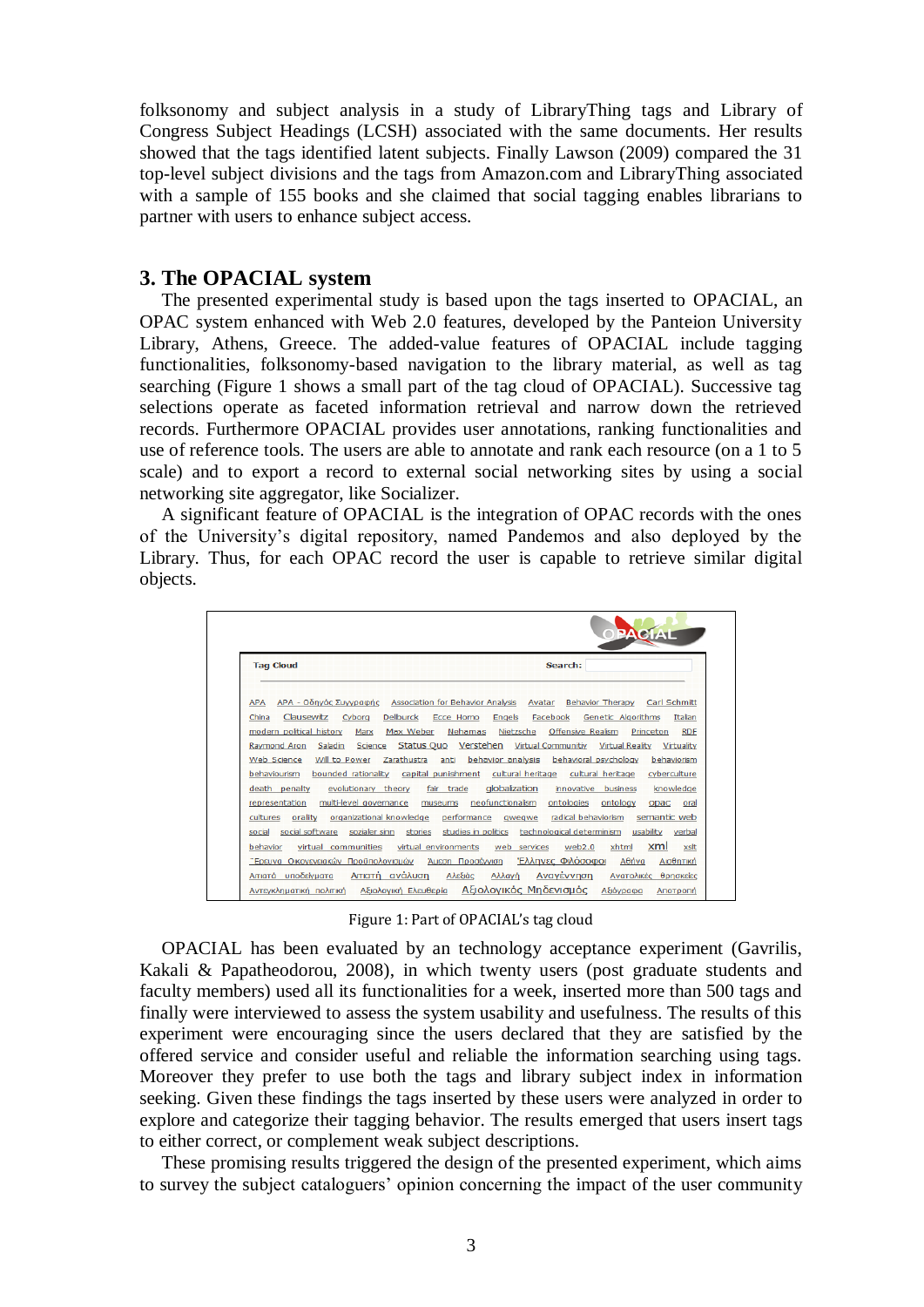folksonomy and subject analysis in a study of LibraryThing tags and Library of Congress Subject Headings (LCSH) associated with the same documents. Her results showed that the tags identified latent subjects. Finally Lawson (2009) compared the 31 top-level subject divisions and the tags from Amazon.com and LibraryThing associated with a sample of 155 books and she claimed that social tagging enables librarians to partner with users to enhance subject access.

## 3. The OPACIAL system

The presented experimental study is based upon the tags inserted to OPACIAL, an OPAC system enhanced with Web 2.0 features, developed by the Panteion University Library, Athens, Greece. The added-value features of OPACIAL include tagging functionalities, folksonomy-based navigation to the library material, as well as tag searching (Figure 1 shows a small part of the tag cloud of OPACIAL). Successive tag selections operate as faceted information retrieval and narrow down the retrieved records. Furthermore OPACIAL provides user annotations, ranking functionalities and use of reference tools. The users are able to annotate and rank each resource (on a 1 to 5 scale) and to export a record to external social networking sites by using a social networking site aggregator, like Socializer.

A significant feature of OPACIAL is the integration of OPAC records with the ones of the University's digital repository, named Pandemos and also deployed by the Library. Thus, for each OPAC record the user is capable to retrieve similar digital objects.

Figure 1: Part of OPACIAL's tag cloud

OPACIAL has been evaluated by an technology acceptance experiment (Gavrilis, Kakali & Papatheodorou, 2008), in which twenty users (post graduate students and faculty members) used all its functionalities for a week, inserted more than 500 tags and finally were interviewed to assess the system usability and usefulness. The results of this experiment were encouraging since the users declared that they are satisfied by the offered service and consider useful and reliable the information searching using tags. Moreover they prefer to use both the tags and library subject index in information seeking. Given these findings the tags inserted by these users were analyzed in order to explore and categorize their tagging behavior. The results emerged that users insert tags to either correct, or complement weak subject descriptions.

These promising results triggered the design of the presented experiment, which aims to survey the subject cataloguers' opinion concerning the impact of the user community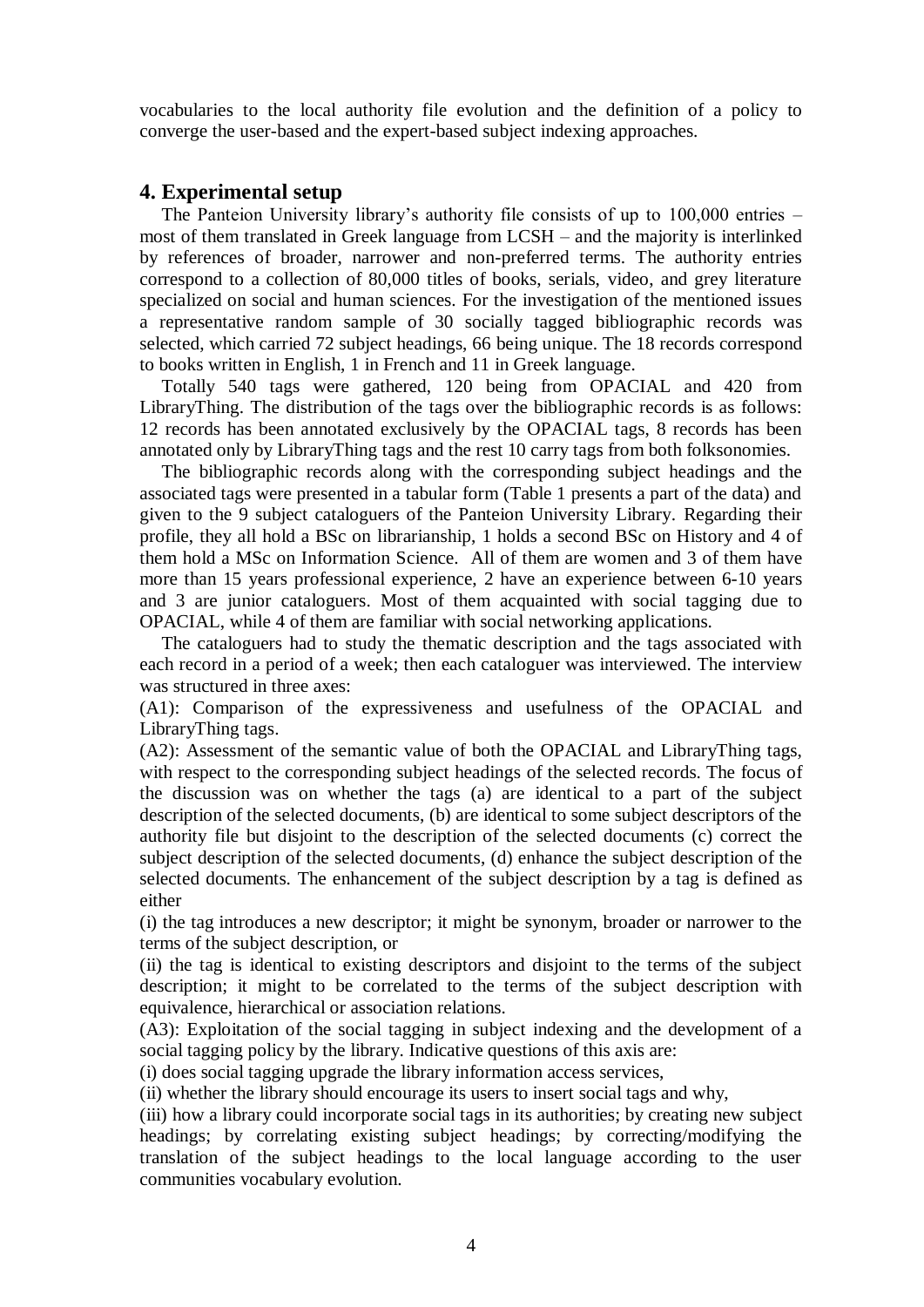vocabularies to the local authority file evolution and the definition of a policy to converge the user-based and the expert-based subject indexing approaches.

## 4. Experimental setup

The Panteion University library's authority file consists of up to 100,000 entries – most of them translated in Greek language from LCSH – and the majority is interlinked by references of broader, narrower and non-preferred terms. The authority entries correspond to a collection of 80,000 titles of books, serials, video, and grey literature specialized on social and human sciences. For the investigation of the mentioned issues a representative random sample of 30 socially tagged bibliographic records was selected, which carried 72 subject headings, 66 being unique. The 18 records correspond to books written in English, 1 in French and 11 in Greek language.

Totally 540 tags were gathered, 120 being from OPACIAL and 420 from LibraryThing. The distribution of the tags over the bibliographic records is as follows: 12 records has been annotated exclusively by the OPACIAL tags, 8 records has been annotated only by LibraryThing tags and the rest 10 carry tags from both folksonomies.

The bibliographic records along with the corresponding subject headings and the associated tags were presented in a tabular form (Table 1 presents a part of the data) and given to the 9 subject cataloguers of the Panteion University Library. Regarding their profile, they all hold a BSc on librarianship, 1 holds a second BSc on History and 4 of them hold a MSc on Information Science. All of them are women and 3 of them have more than 15 years professional experience, 2 have an experience between 6-10 years and 3 are junior cataloguers. Most of them acquainted with social tagging due to OPACIAL, while 4 of them are familiar with social networking applications.

The cataloguers had to study the thematic description and the tags associated with each record in a period of a week; then each cataloguer was interviewed. The interview was structured in three axes:

(A1): Comparison of the expressiveness and usefulness of the OPACIAL and LibraryThing tags.

(A2): Assessment of the semantic value of both the OPACIAL and LibraryThing tags, with respect to the corresponding subject headings of the selected records. The focus of the discussion was on whether the tags (a) are identical to a part of the subject description of the selected documents, (b) are identical to some subject descriptors of the authority file but disjoint to the description of the selected documents (c) correct the subject description of the selected documents, (d) enhance the subject description of the selected documents. The enhancement of the subject description by a tag is defined as either

(i) the tag introduces a new descriptor; it might be synonym, broader or narrower to the terms of the subject description, or

(ii) the tag is identical to existing descriptors and disjoint to the terms of the subject description; it might to be correlated to the terms of the subject description with equivalence, hierarchical or association relations.

(A3): Exploitation of the social tagging in subject indexing and the development of a social tagging policy by the library. Indicative questions of this axis are:

(i) does social tagging upgrade the library information access services,

(ii) whether the library should encourage its users to insert social tags and why,

(iii) how a library could incorporate social tags in its authorities; by creating new subject headings; by correlating existing subject headings; by correcting/modifying the translation of the subject headings to the local language according to the user communities vocabulary evolution.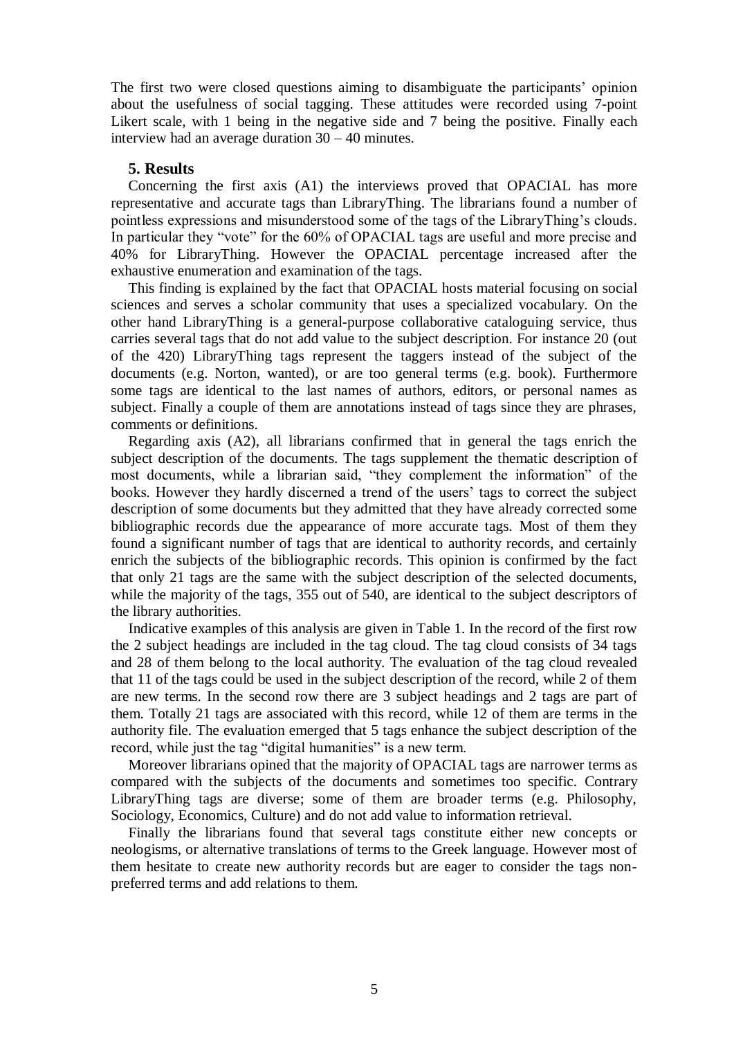The first two were closed questions aiming to disambiguate the participants' opinion about the usefulness of social tagging. These attitudes were recorded using 7-point Likert scale, with 1 being in the negative side and 7 being the positive. Finally each interview had an average duration 30 – 40 minutes.

## 5. Results

Concerning the first axis (A1) the interviews proved that OPACIAL has more representative and accurate tags than LibraryThing. The librarians found a number of pointless expressions and misunderstood some of the tags of the LibraryThing's clouds. In particular they "vote" for the 60% of OPACIAL tags are useful and more precise and 40% for LibraryThing. However the OPACIAL percentage increased after the exhaustive enumeration and examination of the tags.

This finding is explained by the fact that OPACIAL hosts material focusing on social sciences and serves a scholar community that uses a specialized vocabulary. On the other hand LibraryThing is a general-purpose collaborative cataloguing service, thus carries several tags that do not add value to the subject description. For instance 20 (out of the 420) LibraryThing tags represent the taggers instead of the subject of the documents (e.g. Norton, wanted), or are too general terms (e.g. book). Furthermore some tags are identical to the last names of authors, editors, or personal names as subject. Finally a couple of them are annotations instead of tags since they are phrases, comments or definitions.

Regarding axis (A2), all librarians confirmed that in general the tags enrich the subject description of the documents. The tags supplement the thematic description of most documents, while a librarian said, "they complement the information" of the books. However they hardly discerned a trend of the users' tags to correct the subject description of some documents but they admitted that they have already corrected some bibliographic records due the appearance of more accurate tags. Most of them they found a significant number of tags that are identical to authority records, and certainly enrich the subjects of the bibliographic records. This opinion is confirmed by the fact that only 21 tags are the same with the subject description of the selected documents, while the majority of the tags, 355 out of 540, are identical to the subject descriptors of the library authorities.

Indicative examples of this analysis are given in Table 1. In the record of the first row the 2 subject headings are included in the tag cloud. The tag cloud consists of 34 tags and 28 of them belong to the local authority. The evaluation of the tag cloud revealed that 11 of the tags could be used in the subject description of the record, while 2 of them are new terms. In the second row there are 3 subject headings and 2 tags are part of them. Totally 21 tags are associated with this record, while 12 of them are terms in the authority file. The evaluation emerged that 5 tags enhance the subject description of the record, while just the tag "digital humanities" is a new term.

Moreover librarians opined that the majority of OPACIAL tags are narrower terms as compared with the subjects of the documents and sometimes too specific. Contrary LibraryThing tags are diverse; some of them are broader terms (e.g. Philosophy, Sociology, Economics, Culture) and do not add value to information retrieval.

Finally the librarians found that several tags constitute either new concepts or neologisms, or alternative translations of terms to the Greek language. However most of them hesitate to create new authority records but are eager to consider the tags non-preferred terms and add relations to them.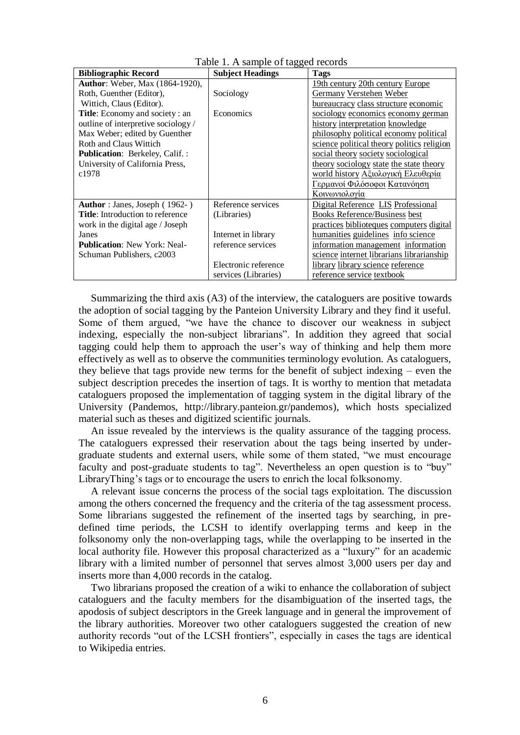Table 1. A sample of tagged records

| Bibliographic Record | Subject Headings | Tags |
|---|---|---|
| **Author**: Weber, Max (1864-1920), Roth, Guenther (Editor), Wittich, Claus (Editor). **Title**: Economy and society : an outline of interpretive sociology / Max Weber; edited by Guenther Roth and Claus Wittich **Publication**: Berkeley, Calif. : University of California Press, c1978 | Sociology<br><br>Economics | 19th century 20th century Europe Germany Verstehen Weber bureaucracy class structure economic sociology economics economy german history interpretation knowledge philosophy political economy political science political theory politics religion social theory society sociological theory sociology state the state theory world history Αξιολογική Ελευθερία Γερμανοί Φιλόσοφοι Κατανόηση Κοινωνιολογία |
| **Author** : Janes, Joseph ( 1962- ) **Title**: Introduction to reference work in the digital age / Joseph Janes **Publication**: New York: Neal-Schuman Publishers, c2003 | Reference services (Libraries)<br><br>Internet in library reference services<br><br>Electronic reference services (Libraries) | Digital Reference LIS Professional Books Reference/Business best practices biblioteques computers digital humanities guidelines info science information management information science internet librarians librarianship library library science reference reference service textbook |

Summarizing the third axis (A3) of the interview, the cataloguers are positive towards the adoption of social tagging by the Panteion University Library and they find it useful. Some of them argued, "we have the chance to discover our weakness in subject indexing, especially the non-subject librarians". In addition they agreed that social tagging could help them to approach the user's way of thinking and help them more effectively as well as to observe the communities terminology evolution. As cataloguers, they believe that tags provide new terms for the benefit of subject indexing – even the subject description precedes the insertion of tags. It is worthy to mention that metadata cataloguers proposed the implementation of tagging system in the digital library of the University (Pandemos, http://library.panteion.gr/pandemos), which hosts specialized material such as theses and digitized scientific journals.

An issue revealed by the interviews is the quality assurance of the tagging process. The cataloguers expressed their reservation about the tags being inserted by under-graduate students and external users, while some of them stated, "we must encourage faculty and post-graduate students to tag". Nevertheless an open question is to "buy" LibraryThing's tags or to encourage the users to enrich the local folksonomy.

A relevant issue concerns the process of the social tags exploitation. The discussion among the others concerned the frequency and the criteria of the tag assessment process. Some librarians suggested the refinement of the inserted tags by searching, in pre-defined time periods, the LCSH to identify overlapping terms and keep in the folksonomy only the non-overlapping tags, while the overlapping to be inserted in the local authority file. However this proposal characterized as a "luxury" for an academic library with a limited number of personnel that serves almost 3,000 users per day and inserts more than 4,000 records in the catalog.

Two librarians proposed the creation of a wiki to enhance the collaboration of subject cataloguers and the faculty members for the disambiguation of the inserted tags, the apodosis of subject descriptors in the Greek language and in general the improvement of the library authorities. Moreover two other cataloguers suggested the creation of new authority records "out of the LCSH frontiers", especially in cases the tags are identical to Wikipedia entries.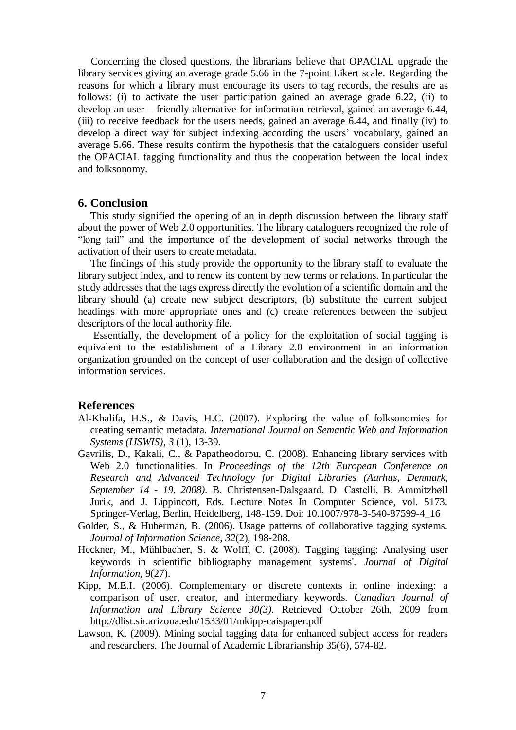Concerning the closed questions, the librarians believe that OPACIAL upgrade the library services giving an average grade 5.66 in the 7-point Likert scale. Regarding the reasons for which a library must encourage its users to tag records, the results are as follows: (i) to activate the user participation gained an average grade 6.22, (ii) to develop an user – friendly alternative for information retrieval, gained an average 6.44, (iii) to receive feedback for the users needs, gained an average 6.44, and finally (iv) to develop a direct way for subject indexing according the users' vocabulary, gained an average 5.66. These results confirm the hypothesis that the cataloguers consider useful the OPACIAL tagging functionality and thus the cooperation between the local index and folksonomy.

## 6. Conclusion

This study signified the opening of an in depth discussion between the library staff about the power of Web 2.0 opportunities. The library cataloguers recognized the role of "long tail" and the importance of the development of social networks through the activation of their users to create metadata.

The findings of this study provide the opportunity to the library staff to evaluate the library subject index, and to renew its content by new terms or relations. In particular the study addresses that the tags express directly the evolution of a scientific domain and the library should (a) create new subject descriptors, (b) substitute the current subject headings with more appropriate ones and (c) create references between the subject descriptors of the local authority file.

Essentially, the development of a policy for the exploitation of social tagging is equivalent to the establishment of a Library 2.0 environment in an information organization grounded on the concept of user collaboration and the design of collective information services.

## References

Al-Khalifa, H.S., & Davis, H.C. (2007). Exploring the value of folksonomies for creating semantic metadata. *International Journal on Semantic Web and Information Systems (IJSWIS), 3* (1), 13-39.

Gavrilis, D., Kakali, C., & Papatheodorou, C. (2008). Enhancing library services with Web 2.0 functionalities. In *Proceedings of the 12th European Conference on Research and Advanced Technology for Digital Libraries (Aarhus, Denmark, September 14 - 19, 2008).* B. Christensen-Dalsgaard, D. Castelli, B. Ammitzbøll Jurik, and J. Lippincott, Eds. Lecture Notes In Computer Science, vol. 5173. Springer-Verlag, Berlin, Heidelberg, 148-159. Doi: 10.1007/978-3-540-87599-4_16

Golder, S., & Huberman, B. (2006). Usage patterns of collaborative tagging systems. *Journal of Information Science, 32*(2), 198-208.

Heckner, M., Mühlbacher, S. & Wolff, C. (2008). Tagging tagging: Analysing user keywords in scientific bibliography management systems'. *Journal of Digital Information,* 9(27).

Kipp, M.E.I. (2006). Complementary or discrete contexts in online indexing: a comparison of user, creator, and intermediary keywords. *Canadian Journal of Information and Library Science 30(3).* Retrieved October 26th, 2009 from http://dlist.sir.arizona.edu/1533/01/mkipp-caispaper.pdf

Lawson, K. (2009). Mining social tagging data for enhanced subject access for readers and researchers. The Journal of Academic Librarianship 35(6), 574-82.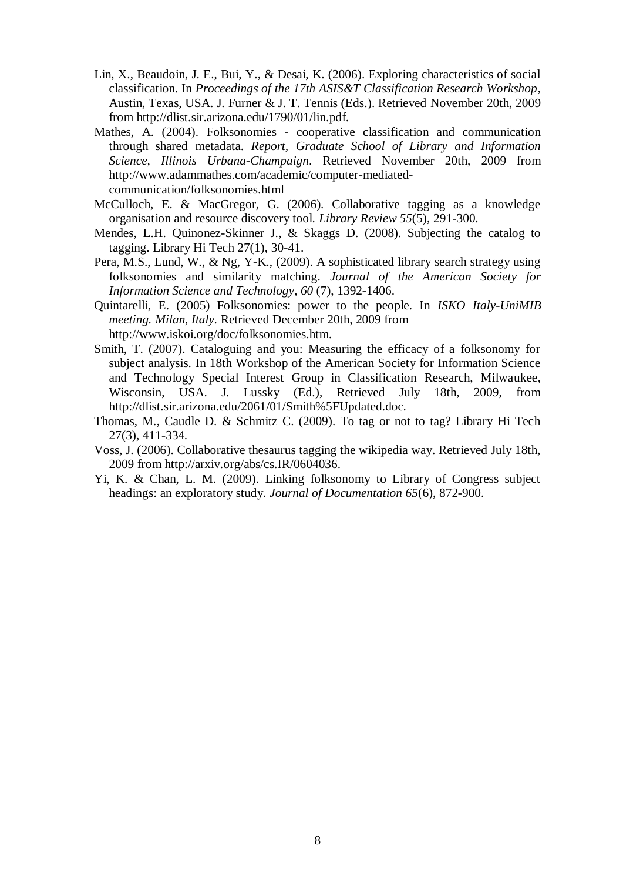Lin, X., Beaudoin, J. E., Bui, Y., & Desai, K. (2006). Exploring characteristics of social classification. In *Proceedings of the 17th ASIS&T Classification Research Workshop*, Austin, Texas, USA. J. Furner & J. T. Tennis (Eds.). Retrieved November 20th, 2009 from http://dlist.sir.arizona.edu/1790/01/lin.pdf.

Mathes, A. (2004). Folksonomies - cooperative classification and communication through shared metadata. *Report, Graduate School of Library and Information Science, Illinois Urbana-Champaign*. Retrieved November 20th, 2009 from http://www.adammathes.com/academic/computer-mediated-communication/folksonomies.html

McCulloch, E. & MacGregor, G. (2006). Collaborative tagging as a knowledge organisation and resource discovery tool. *Library Review 55*(5), 291-300.

Mendes, L.H. Quinonez-Skinner J., & Skaggs D. (2008). Subjecting the catalog to tagging. Library Hi Tech 27(1), 30-41.

Pera, M.S., Lund, W., & Ng, Y-K., (2009). A sophisticated library search strategy using folksonomies and similarity matching. *Journal of the American Society for Information Science and Technology*, *60* (7), 1392-1406.

Quintarelli, E. (2005) Folksonomies: power to the people. In *ISKO Italy-UniMIB meeting. Milan, Italy*. Retrieved December 20th, 2009 from http://www.iskoi.org/doc/folksonomies.htm.

Smith, T. (2007). Cataloguing and you: Measuring the efficacy of a folksonomy for subject analysis. In 18th Workshop of the American Society for Information Science and Technology Special Interest Group in Classification Research, Milwaukee, Wisconsin, USA. J. Lussky (Ed.), Retrieved July 18th, 2009, from http://dlist.sir.arizona.edu/2061/01/Smith%5FUpdated.doc.

Thomas, M., Caudle D. & Schmitz C. (2009). To tag or not to tag? Library Hi Tech 27(3), 411-334.

Voss, J. (2006). Collaborative thesaurus tagging the wikipedia way. Retrieved July 18th, 2009 from http://arxiv.org/abs/cs.IR/0604036.

Yi, K. & Chan, L. M. (2009). Linking folksonomy to Library of Congress subject headings: an exploratory study. *Journal of Documentation 65*(6), 872-900.